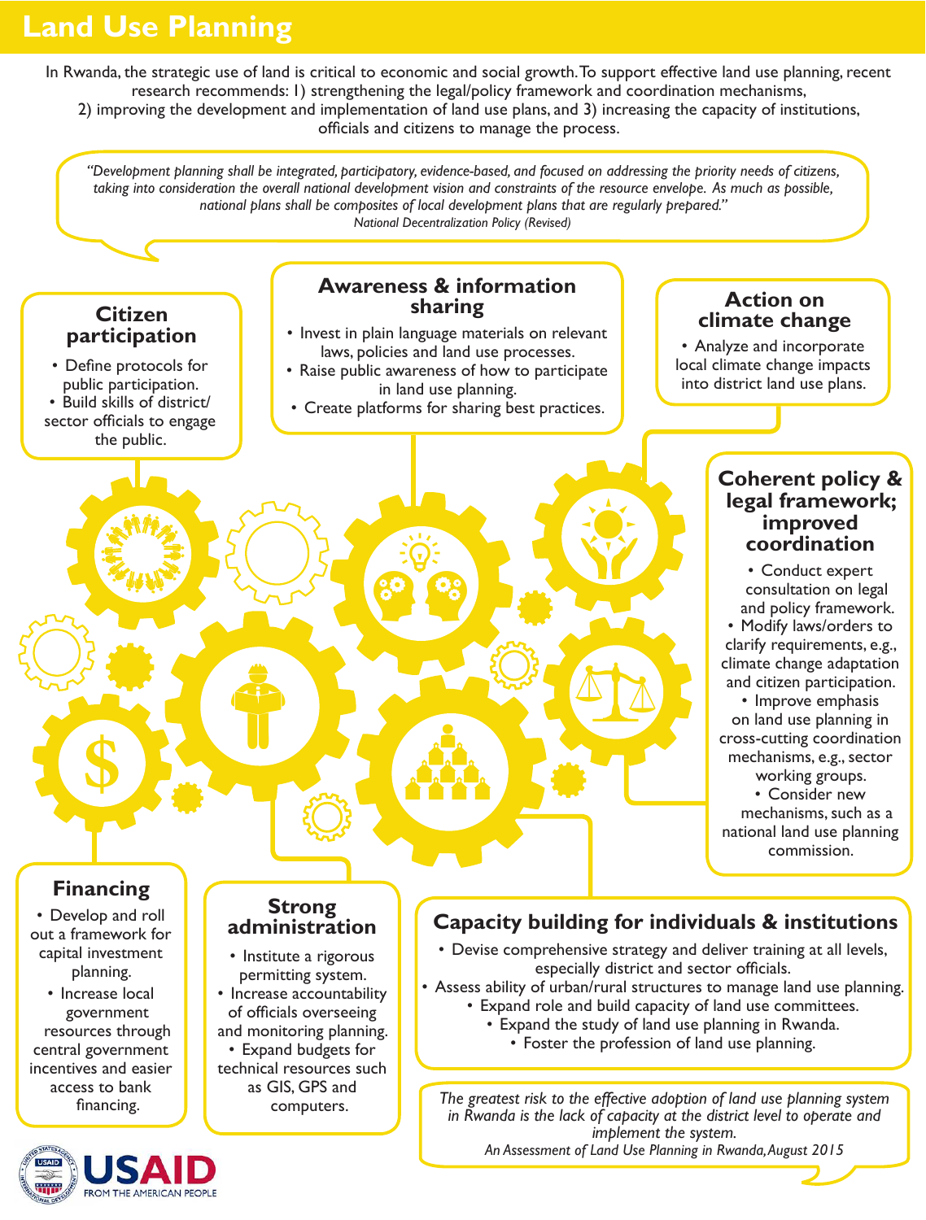# Land Use Planning

In Rwanda, the strategic use of land is critical to economic and social growth. To support effective land use planning, recent research recommends: 1) strengthening the legal/policy framework and coordination mechanisms, 2) improving the development and implementation of land use plans, and 3) increasing the capacity of institutions, officials and citizens to manage the process.

*"Development planning shall be integrated, participatory, evidence-based, and focused on addressing the priority needs of citizens, taking into consideration the overall national development vision and constraints of the resource envelope. As much as possible, national plans shall be composites of local development plans that are regularly prepared."*
*National Decentralization Policy (Revised)*

## Citizen participation

- Define protocols for public participation.
- Build skills of district/ sector officials to engage the public.

## Awareness & information sharing

- Invest in plain language materials on relevant laws, policies and land use processes.
- Raise public awareness of how to participate in land use planning.
- Create platforms for sharing best practices.

## Action on climate change

- Analyze and incorporate local climate change impacts into district land use plans.

## Coherent policy & legal framework; improved coordination

- Conduct expert consultation on legal and policy framework.
- Modify laws/orders to clarify requirements, e.g., climate change adaptation and citizen participation.
- Improve emphasis on land use planning in cross-cutting coordination mechanisms, e.g., sector working groups.
- Consider new mechanisms, such as a national land use planning commission.

## Financing

- Develop and roll out a framework for capital investment planning.
- Increase local government resources through central government incentives and easier access to bank financing.

## Strong administration

- Institute a rigorous permitting system.
- Increase accountability of officials overseeing and monitoring planning.
- Expand budgets for technical resources such as GIS, GPS and computers.

## Capacity building for individuals & institutions

- Devise comprehensive strategy and deliver training at all levels, especially district and sector officials.
- Assess ability of urban/rural structures to manage land use planning.
- Expand role and build capacity of land use committees.
- Expand the study of land use planning in Rwanda.
- Foster the profession of land use planning.

*The greatest risk to the effective adoption of land use planning system in Rwanda is the lack of capacity at the district level to operate and implement the system.*
*An Assessment of Land Use Planning in Rwanda, August 2015*

USAID
FROM THE AMERICAN PEOPLE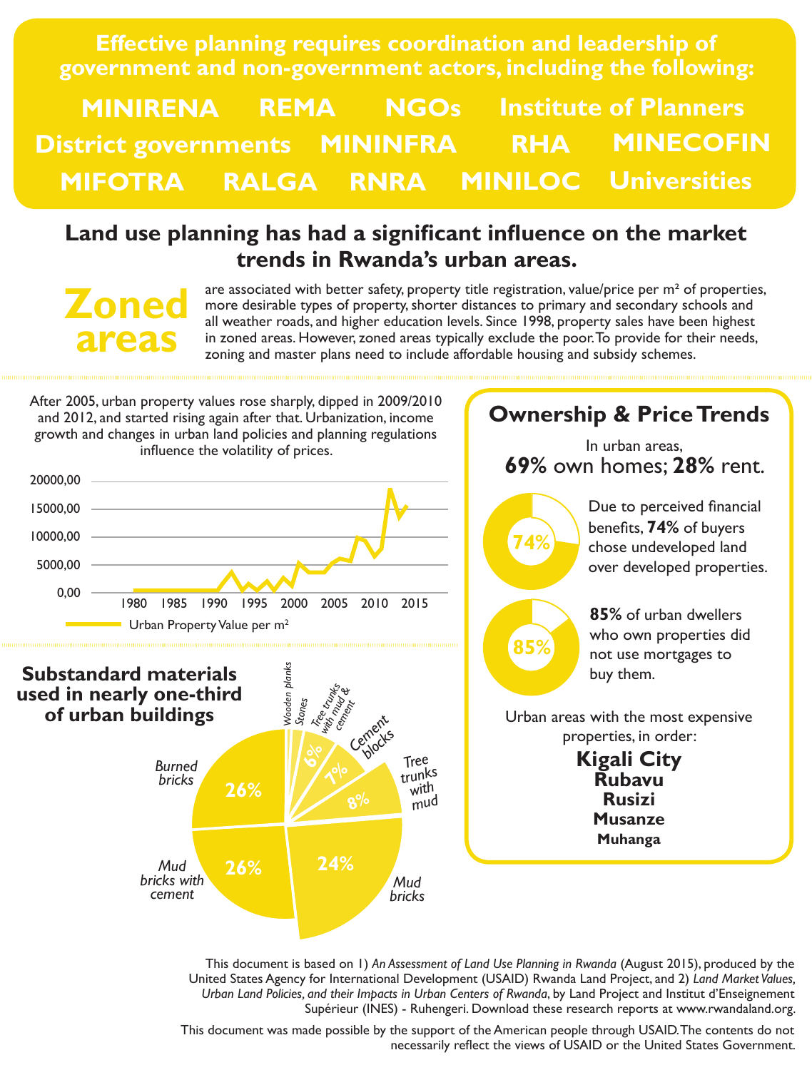**Effective planning requires coordination and leadership of government and non-government actors, including the following:**

**MINIRENA REMA NGOs Institute of Planners District governments MININFRA RHA MINECOFIN MIFOTRA RALGA RNRA MINILOC Universities**

## Land use planning has had a significant influence on the market trends in Rwanda's urban areas.

**Zoned areas** are associated with better safety, property title registration, value/price per m² of properties, more desirable types of property, shorter distances to primary and secondary schools and all weather roads, and higher education levels. Since 1998, property sales have been highest in zoned areas. However, zoned areas typically exclude the poor. To provide for their needs, zoning and master plans need to include affordable housing and subsidy schemes.

After 2005, urban property values rose sharply, dipped in 2009/2010 and 2012, and started rising again after that. Urbanization, income growth and changes in urban land policies and planning regulations influence the volatility of prices.

20000,00
15000,00
10000,00
5000,00
0,00
1980 1985 1990 1995 2000 2005 2010 2015
Urban Property Value per m²

### Substandard materials used in nearly one-third of urban buildings

Wooden planks
Stones
Tree trunks with mud & cement 6%
Cement blocks 7%
Tree trunks with mud 8%
Mud bricks 24%
Mud bricks with cement 26%
Burned bricks 26%

### Ownership & Price Trends

In urban areas,
**69%** own homes; **28%** rent.

74%
Due to perceived financial benefits, **74%** of buyers chose undeveloped land over developed properties.

85%
**85%** of urban dwellers who own properties did not use mortgages to buy them.

Urban areas with the most expensive properties, in order:

**Kigali City**
**Rubavu**
**Rusizi**
**Musanze**
**Muhanga**

This document is based on 1) *An Assessment of Land Use Planning in Rwanda* (August 2015), produced by the United States Agency for International Development (USAID) Rwanda Land Project, and 2) *Land Market Values, Urban Land Policies, and their Impacts in Urban Centers of Rwanda*, by Land Project and Institut d'Enseignement Supérieur (INES) - Ruhengeri. Download these research reports at www.rwandaland.org.

This document was made possible by the support of the American people through USAID. The contents do not necessarily reflect the views of USAID or the United States Government.